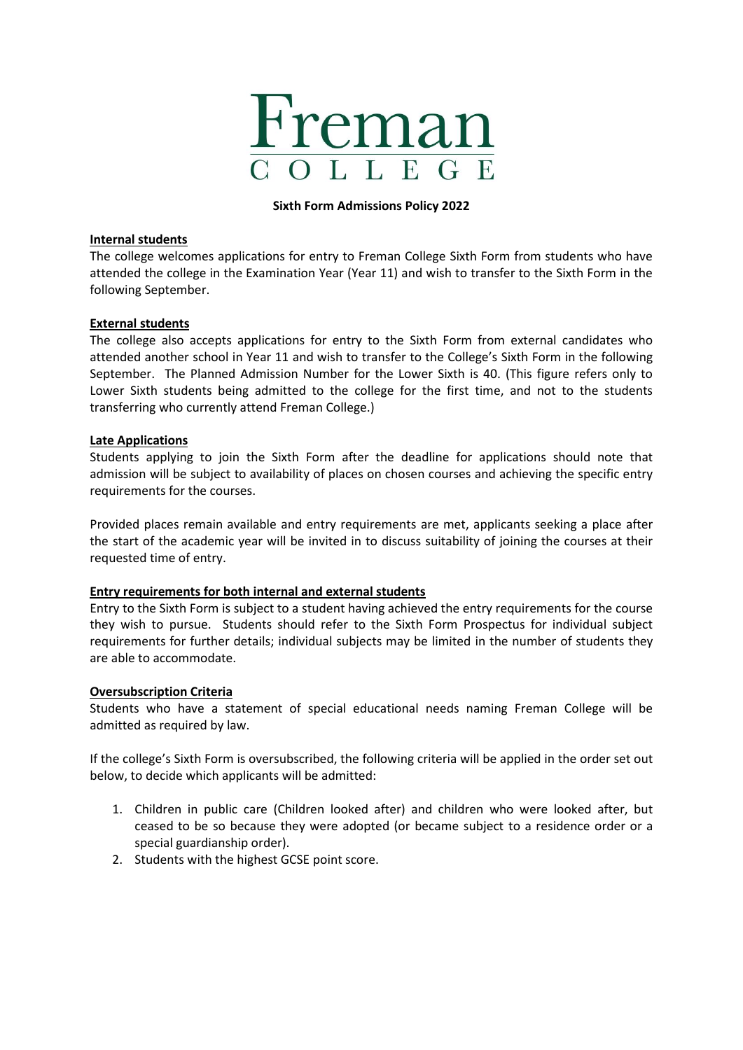# Freman College

**Sixth Form Admissions Policy 2022**

**Internal students**

The college welcomes applications for entry to Freman College Sixth Form from students who have attended the college in the Examination Year (Year 11) and wish to transfer to the Sixth Form in the following September.

**External students**

The college also accepts applications for entry to the Sixth Form from external candidates who attended another school in Year 11 and wish to transfer to the College's Sixth Form in the following September. The Planned Admission Number for the Lower Sixth is 40. (This figure refers only to Lower Sixth students being admitted to the college for the first time, and not to the students transferring who currently attend Freman College.)

**Late Applications**

Students applying to join the Sixth Form after the deadline for applications should note that admission will be subject to availability of places on chosen courses and achieving the specific entry requirements for the courses.

Provided places remain available and entry requirements are met, applicants seeking a place after the start of the academic year will be invited in to discuss suitability of joining the courses at their requested time of entry.

**Entry requirements for both internal and external students**

Entry to the Sixth Form is subject to a student having achieved the entry requirements for the course they wish to pursue. Students should refer to the Sixth Form Prospectus for individual subject requirements for further details; individual subjects may be limited in the number of students they are able to accommodate.

**Oversubscription Criteria**

Students who have a statement of special educational needs naming Freman College will be admitted as required by law.

If the college's Sixth Form is oversubscribed, the following criteria will be applied in the order set out below, to decide which applicants will be admitted:

1. Children in public care (Children looked after) and children who were looked after, but ceased to be so because they were adopted (or became subject to a residence order or a special guardianship order).
2. Students with the highest GCSE point score.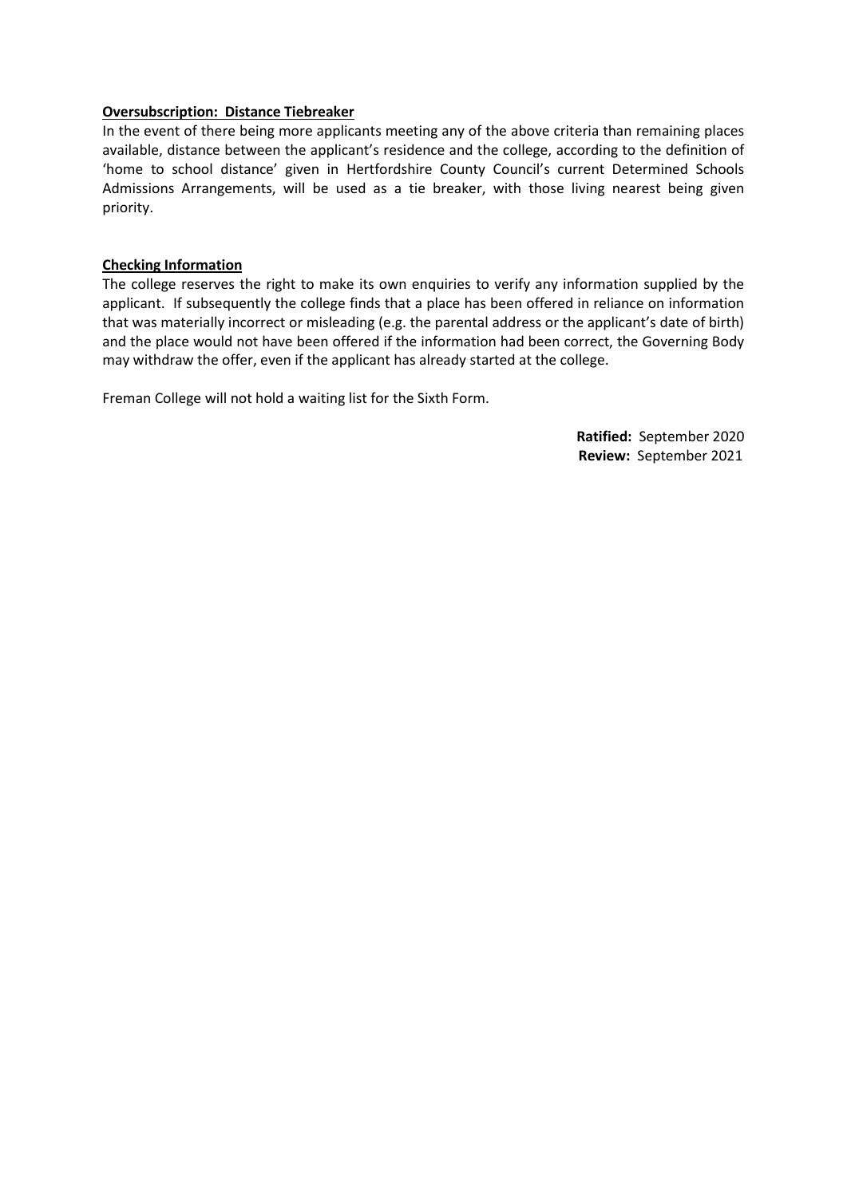**Oversubscription: Distance Tiebreaker**

In the event of there being more applicants meeting any of the above criteria than remaining places available, distance between the applicant's residence and the college, according to the definition of 'home to school distance' given in Hertfordshire County Council's current Determined Schools Admissions Arrangements, will be used as a tie breaker, with those living nearest being given priority.

**Checking Information**

The college reserves the right to make its own enquiries to verify any information supplied by the applicant. If subsequently the college finds that a place has been offered in reliance on information that was materially incorrect or misleading (e.g. the parental address or the applicant's date of birth) and the place would not have been offered if the information had been correct, the Governing Body may withdraw the offer, even if the applicant has already started at the college.

Freman College will not hold a waiting list for the Sixth Form.

**Ratified:** September 2020
**Review:** September 2021